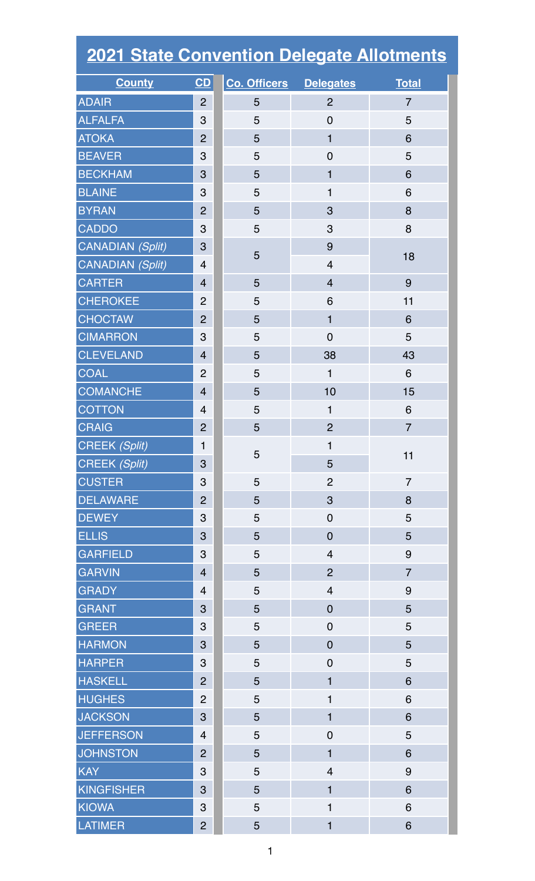# 2021 State Convention Delegate Allotments

| County | CD | Co. Officers | Delegates | Total |
|---|---|---|---|---|
| ADAIR | 2 | 5 | 2 | 7 |
| ALFALFA | 3 | 5 | 0 | 5 |
| ATOKA | 2 | 5 | 1 | 6 |
| BEAVER | 3 | 5 | 0 | 5 |
| BECKHAM | 3 | 5 | 1 | 6 |
| BLAINE | 3 | 5 | 1 | 6 |
| BYRAN | 2 | 5 | 3 | 8 |
| CADDO | 3 | 5 | 3 | 8 |
| CANADIAN *(Split)* | 3 | 5 | 9 | 18 |
| CANADIAN *(Split)* | 4 | | 4 | |
| CARTER | 4 | 5 | 4 | 9 |
| CHEROKEE | 2 | 5 | 6 | 11 |
| CHOCTAW | 2 | 5 | 1 | 6 |
| CIMARRON | 3 | 5 | 0 | 5 |
| CLEVELAND | 4 | 5 | 38 | 43 |
| COAL | 2 | 5 | 1 | 6 |
| COMANCHE | 4 | 5 | 10 | 15 |
| COTTON | 4 | 5 | 1 | 6 |
| CRAIG | 2 | 5 | 2 | 7 |
| CREEK *(Split)* | 1 | 5 | 1 | 11 |
| CREEK *(Split)* | 3 | | 5 | |
| CUSTER | 3 | 5 | 2 | 7 |
| DELAWARE | 2 | 5 | 3 | 8 |
| DEWEY | 3 | 5 | 0 | 5 |
| ELLIS | 3 | 5 | 0 | 5 |
| GARFIELD | 3 | 5 | 4 | 9 |
| GARVIN | 4 | 5 | 2 | 7 |
| GRADY | 4 | 5 | 4 | 9 |
| GRANT | 3 | 5 | 0 | 5 |
| GREER | 3 | 5 | 0 | 5 |
| HARMON | 3 | 5 | 0 | 5 |
| HARPER | 3 | 5 | 0 | 5 |
| HASKELL | 2 | 5 | 1 | 6 |
| HUGHES | 2 | 5 | 1 | 6 |
| JACKSON | 3 | 5 | 1 | 6 |
| JEFFERSON | 4 | 5 | 0 | 5 |
| JOHNSTON | 2 | 5 | 1 | 6 |
| KAY | 3 | 5 | 4 | 9 |
| KINGFISHER | 3 | 5 | 1 | 6 |
| KIOWA | 3 | 5 | 1 | 6 |
| LATIMER | 2 | 5 | 1 | 6 |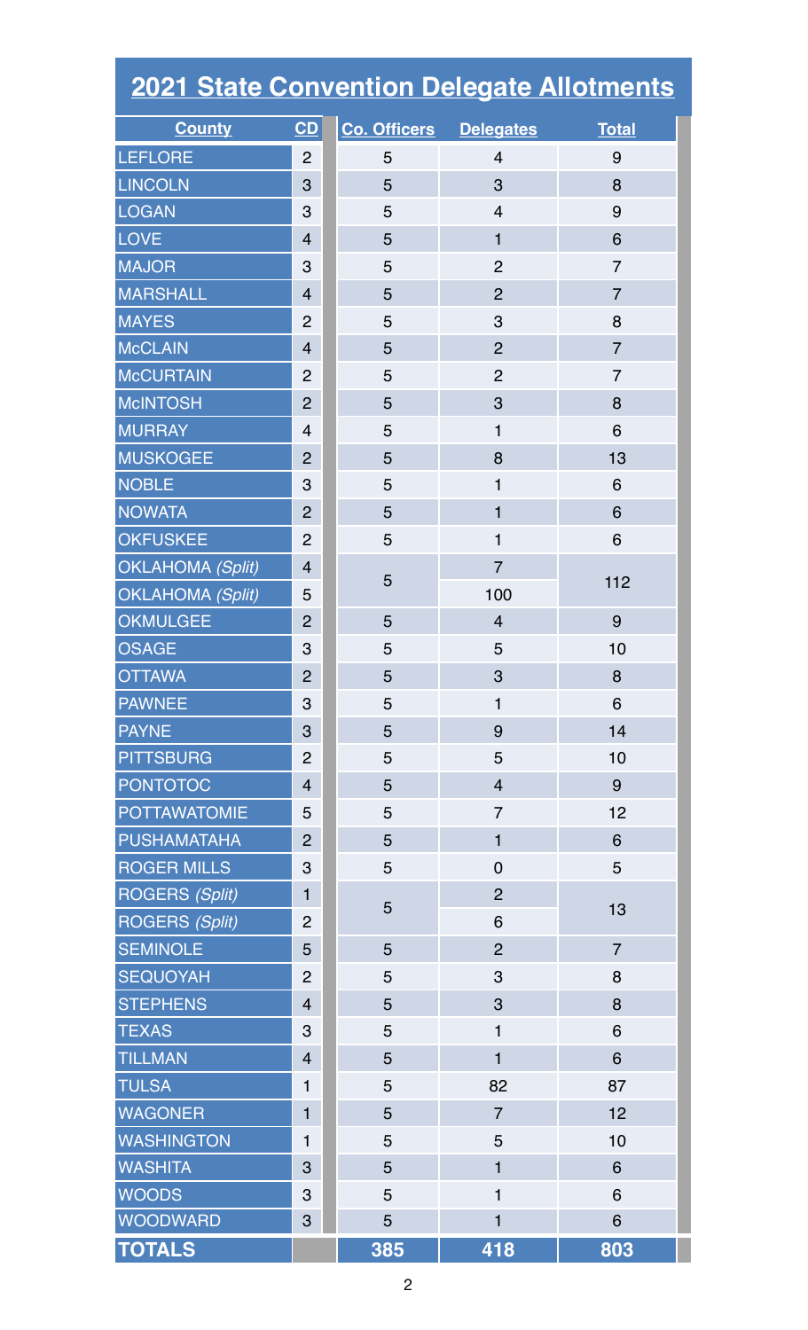## 2021 State Convention Delegate Allotments

| County | CD | Co. Officers | Delegates | Total |
|---|---|---|---|---|
| LEFLORE | 2 | 5 | 4 | 9 |
| LINCOLN | 3 | 5 | 3 | 8 |
| LOGAN | 3 | 5 | 4 | 9 |
| LOVE | 4 | 5 | 1 | 6 |
| MAJOR | 3 | 5 | 2 | 7 |
| MARSHALL | 4 | 5 | 2 | 7 |
| MAYES | 2 | 5 | 3 | 8 |
| McCLAIN | 4 | 5 | 2 | 7 |
| McCURTAIN | 2 | 5 | 2 | 7 |
| McINTOSH | 2 | 5 | 3 | 8 |
| MURRAY | 4 | 5 | 1 | 6 |
| MUSKOGEE | 2 | 5 | 8 | 13 |
| NOBLE | 3 | 5 | 1 | 6 |
| NOWATA | 2 | 5 | 1 | 6 |
| OKFUSKEE | 2 | 5 | 1 | 6 |
| OKLAHOMA *(Split)* | 4 | 5 | 7 | 112 |
| OKLAHOMA *(Split)* | 5 | | 100 | |
| OKMULGEE | 2 | 5 | 4 | 9 |
| OSAGE | 3 | 5 | 5 | 10 |
| OTTAWA | 2 | 5 | 3 | 8 |
| PAWNEE | 3 | 5 | 1 | 6 |
| PAYNE | 3 | 5 | 9 | 14 |
| PITTSBURG | 2 | 5 | 5 | 10 |
| PONTOTOC | 4 | 5 | 4 | 9 |
| POTTAWATOMIE | 5 | 5 | 7 | 12 |
| PUSHAMATAHA | 2 | 5 | 1 | 6 |
| ROGER MILLS | 3 | 5 | 0 | 5 |
| ROGERS *(Split)* | 1 | 5 | 2 | 13 |
| ROGERS *(Split)* | 2 | | 6 | |
| SEMINOLE | 5 | 5 | 2 | 7 |
| SEQUOYAH | 2 | 5 | 3 | 8 |
| STEPHENS | 4 | 5 | 3 | 8 |
| TEXAS | 3 | 5 | 1 | 6 |
| TILLMAN | 4 | 5 | 1 | 6 |
| TULSA | 1 | 5 | 82 | 87 |
| WAGONER | 1 | 5 | 7 | 12 |
| WASHINGTON | 1 | 5 | 5 | 10 |
| WASHITA | 3 | 5 | 1 | 6 |
| WOODS | 3 | 5 | 1 | 6 |
| WOODWARD | 3 | 5 | 1 | 6 |
| **TOTALS** | | **385** | **418** | **803** |